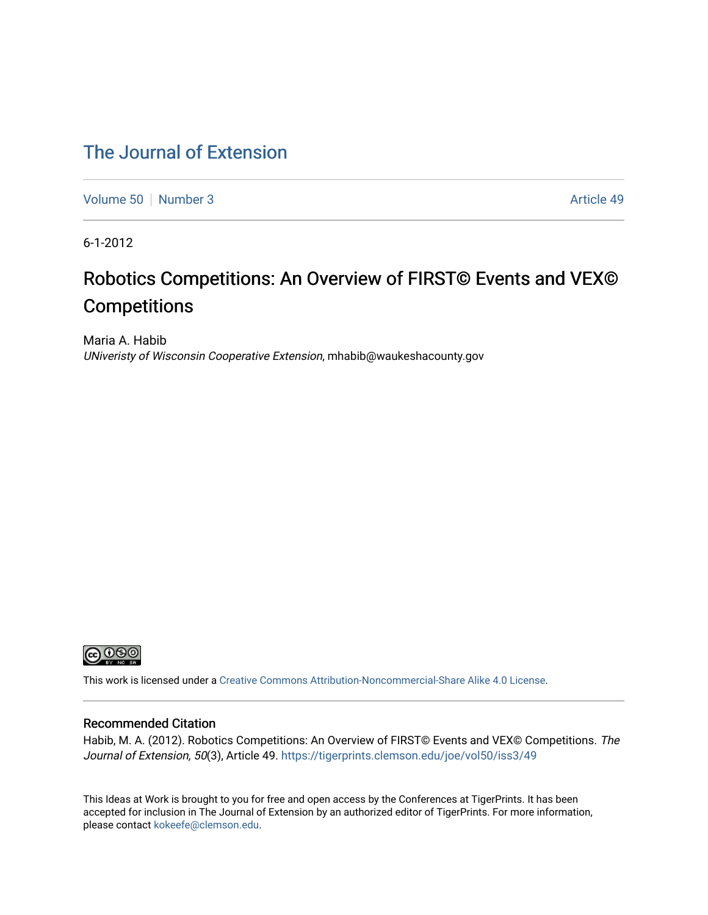# The Journal of Extension

Volume 50 | Number 3 | Article 49

6-1-2012

## Robotics Competitions: An Overview of FIRST© Events and VEX© Competitions

Maria A. Habib
*UNiveristy of Wisconsin Cooperative Extension*, mhabib@waukeshacounty.gov

This work is licensed under a Creative Commons Attribution-Noncommercial-Share Alike 4.0 License.

### Recommended Citation

Habib, M. A. (2012). Robotics Competitions: An Overview of FIRST© Events and VEX© Competitions. *The Journal of Extension, 50*(3), Article 49. https://tigerprints.clemson.edu/joe/vol50/iss3/49

This Ideas at Work is brought to you for free and open access by the Conferences at TigerPrints. It has been accepted for inclusion in The Journal of Extension by an authorized editor of TigerPrints. For more information, please contact kokeefe@clemson.edu.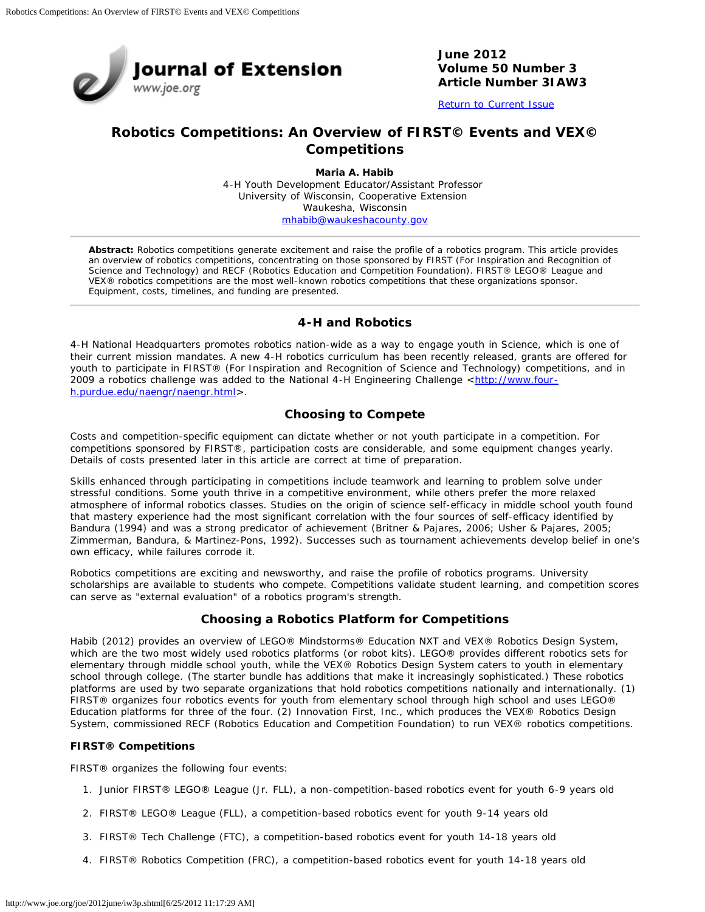June 2012
Volume 50 Number 3
Article Number 3IAW3

Return to Current Issue

# Robotics Competitions: An Overview of FIRST© Events and VEX© Competitions

**Maria A. Habib**
4-H Youth Development Educator/Assistant Professor
University of Wisconsin, Cooperative Extension
Waukesha, Wisconsin
mhabib@waukeshacounty.gov

**Abstract:** Robotics competitions generate excitement and raise the profile of a robotics program. This article provides an overview of robotics competitions, concentrating on those sponsored by FIRST (For Inspiration and Recognition of Science and Technology) and RECF (Robotics Education and Competition Foundation). FIRST® LEGO® League and VEX® robotics competitions are the most well-known robotics competitions that these organizations sponsor. Equipment, costs, timelines, and funding are presented.

## 4-H and Robotics

4-H National Headquarters promotes robotics nation-wide as a way to engage youth in Science, which is one of their current mission mandates. A new 4-H robotics curriculum has been recently released, grants are offered for youth to participate in FIRST® (For Inspiration and Recognition of Science and Technology) competitions, and in 2009 a robotics challenge was added to the National 4-H Engineering Challenge <http://www.four-h.purdue.edu/naengr/naengr.html>.

## Choosing to Compete

Costs and competition-specific equipment can dictate whether or not youth participate in a competition. For competitions sponsored by FIRST®, participation costs are considerable, and some equipment changes yearly. Details of costs presented later in this article are correct at time of preparation.

Skills enhanced through participating in competitions include teamwork and learning to problem solve under stressful conditions. Some youth thrive in a competitive environment, while others prefer the more relaxed atmosphere of informal robotics classes. Studies on the origin of science self-efficacy in middle school youth found that mastery experience had the most significant correlation with the four sources of self-efficacy identified by Bandura (1994) and was a strong predicator of achievement (Britner & Pajares, 2006; Usher & Pajares, 2005; Zimmerman, Bandura, & Martinez-Pons, 1992). Successes such as tournament achievements develop belief in one's own efficacy, while failures corrode it.

Robotics competitions are exciting and newsworthy, and raise the profile of robotics programs. University scholarships are available to students who compete. Competitions validate student learning, and competition scores can serve as "external evaluation" of a robotics program's strength.

## Choosing a Robotics Platform for Competitions

Habib (2012) provides an overview of LEGO® Mindstorms® Education NXT and VEX® Robotics Design System, which are the two most widely used robotics platforms (or robot kits). LEGO® provides different robotics sets for elementary through middle school youth, while the VEX® Robotics Design System caters to youth in elementary school through college. (The starter bundle has additions that make it increasingly sophisticated.) These robotics platforms are used by two separate organizations that hold robotics competitions nationally and internationally. (1) FIRST® organizes four robotics events for youth from elementary school through high school and uses LEGO® Education platforms for three of the four. (2) Innovation First, Inc., which produces the VEX® Robotics Design System, commissioned RECF (Robotics Education and Competition Foundation) to run VEX® robotics competitions.

### FIRST® Competitions

FIRST® organizes the following four events:

1. Junior FIRST® LEGO® League (Jr. FLL), a non-competition-based robotics event for youth 6-9 years old
2. FIRST® LEGO® League (FLL), a competition-based robotics event for youth 9-14 years old
3. FIRST® Tech Challenge (FTC), a competition-based robotics event for youth 14-18 years old
4. FIRST® Robotics Competition (FRC), a competition-based robotics event for youth 14-18 years old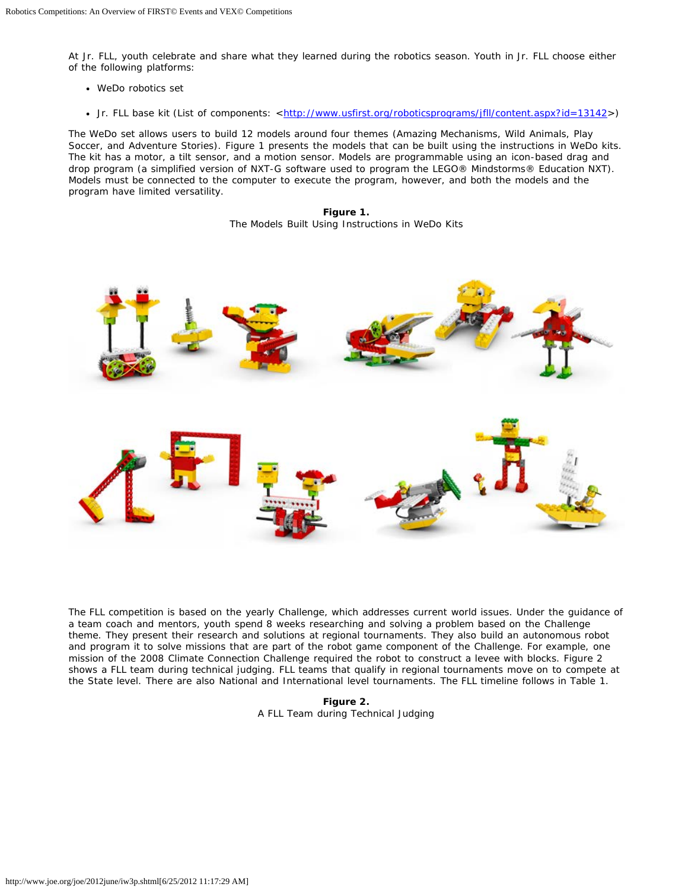At Jr. FLL, youth celebrate and share what they learned during the robotics season. Youth in Jr. FLL choose either of the following platforms:

- WeDo robotics set
- Jr. FLL base kit (List of components: <http://www.usfirst.org/roboticsprograms/jfll/content.aspx?id=13142>)

The WeDo set allows users to build 12 models around four themes (Amazing Mechanisms, Wild Animals, Play Soccer, and Adventure Stories). Figure 1 presents the models that can be built using the instructions in WeDo kits. The kit has a motor, a tilt sensor, and a motion sensor. Models are programmable using an icon-based drag and drop program (a simplified version of NXT-G software used to program the LEGO® Mindstorms® Education NXT). Models must be connected to the computer to execute the program, however, and both the models and the program have limited versatility.

**Figure 1.**
The Models Built Using Instructions in WeDo Kits

The FLL competition is based on the yearly Challenge, which addresses current world issues. Under the guidance of a team coach and mentors, youth spend 8 weeks researching and solving a problem based on the Challenge theme. They present their research and solutions at regional tournaments. They also build an autonomous robot and program it to solve missions that are part of the robot game component of the Challenge. For example, one mission of the 2008 Climate Connection Challenge required the robot to construct a levee with blocks. Figure 2 shows a FLL team during technical judging. FLL teams that qualify in regional tournaments move on to compete at the State level. There are also National and International level tournaments. The FLL timeline follows in Table 1.

**Figure 2.**
A FLL Team during Technical Judging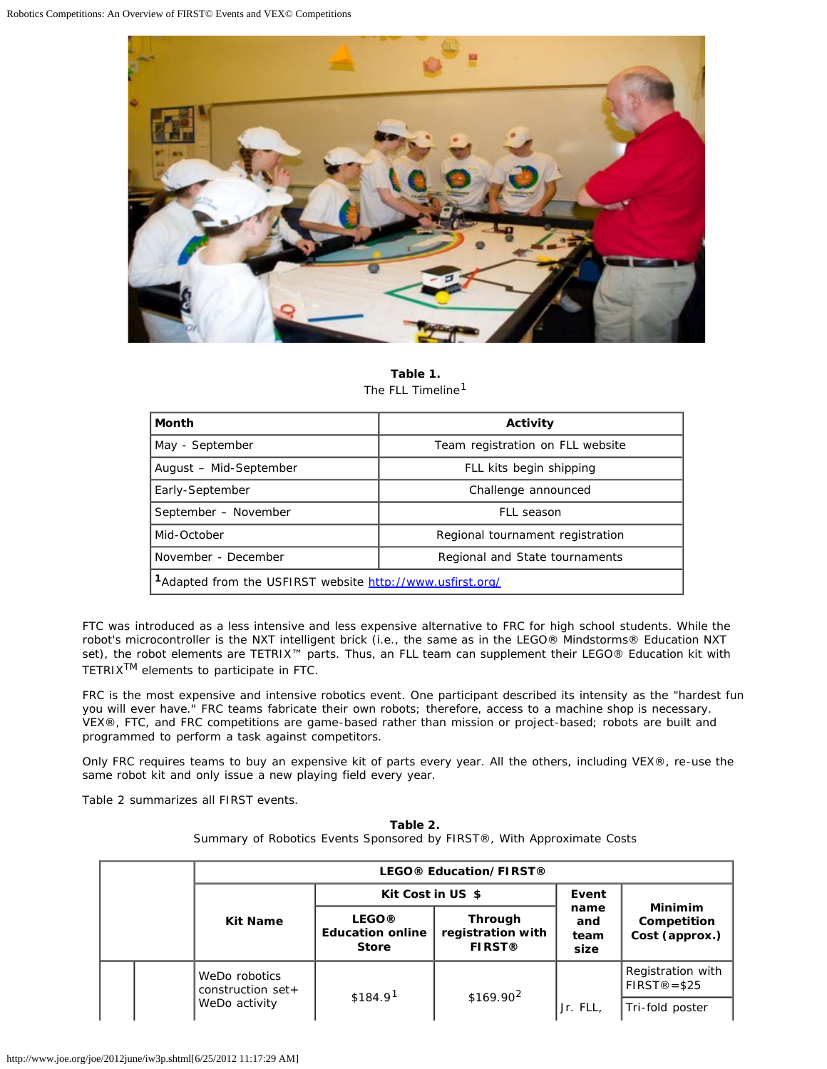**Table 1.**
The FLL Timeline[1]

| Month | Activity |
|---|---|
| May - September | Team registration on FLL website |
| August – Mid-September | FLL kits begin shipping |
| Early-September | Challenge announced |
| September – November | FLL season |
| Mid-October | Regional tournament registration |
| November - December | Regional and State tournaments |
| [1]Adapted from the USFIRST website http://www.usfirst.org/ | |

FTC was introduced as a less intensive and less expensive alternative to FRC for high school students. While the robot's microcontroller is the NXT intelligent brick (i.e., the same as in the LEGO® Mindstorms® Education NXT set), the robot elements are TETRIX™ parts. Thus, an FLL team can supplement their LEGO® Education kit with TETRIX™ elements to participate in FTC.

FRC is the most expensive and intensive robotics event. One participant described its intensity as the "hardest fun you will ever have." FRC teams fabricate their own robots; therefore, access to a machine shop is necessary. VEX®, FTC, and FRC competitions are game-based rather than mission or project-based; robots are built and programmed to perform a task against competitors.

Only FRC requires teams to buy an expensive kit of parts every year. All the others, including VEX®, re-use the same robot kit and only issue a new playing field every year.

Table 2 summarizes all FIRST events.

**Table 2.**
Summary of Robotics Events Sponsored by FIRST®, With Approximate Costs

| | | LEGO® Education/FIRST® | | | | |
|---|---|---|---|---|---|---|
| | | **Kit Name** | **Kit Cost in US $** | | **Event name and team size** | **Minimim Competition Cost (approx.)** |
| | | | **LEGO® Education online Store** | **Through registration with FIRST®** | | |
| | | WeDo robotics construction set+ WeDo activity | $184.9[1] | $169.90[2] | Jr. FLL, | Registration with FIRST®=$25 |
| | | | | | | Tri-fold poster |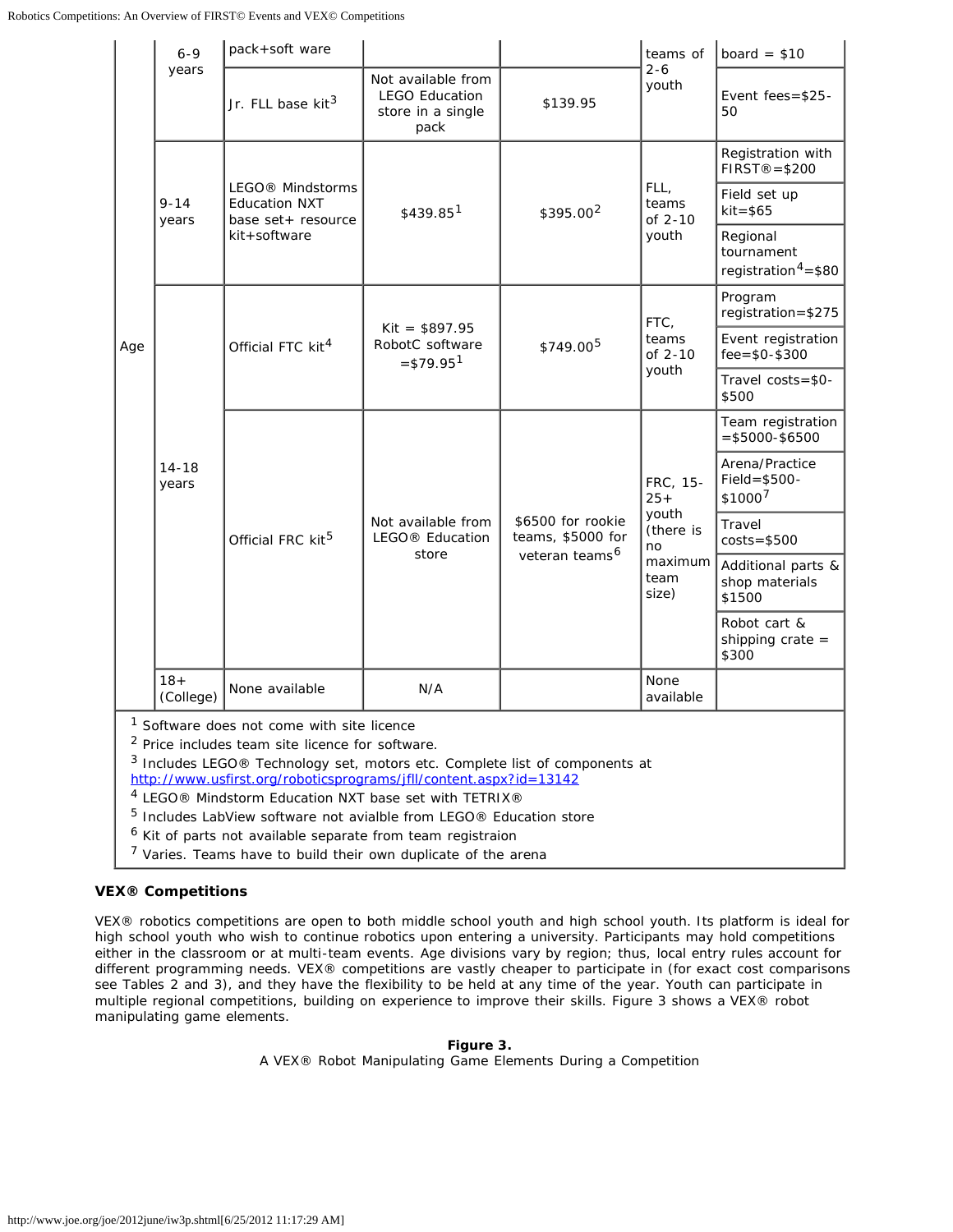| Age | 6-9 years | pack+soft ware | | | teams of 2-6 youth | board = $10 |
|---|---|---|---|---|---|---|
| | | Jr. FLL base kit[3] | Not available from LEGO Education store in a single pack | $139.95 | | Event fees=$25-50 |
| | 9-14 years | LEGO® Mindstorms Education NXT base set+ resource kit+software | $439.85[1] | $395.00[2] | FLL, teams of 2-10 youth | Registration with FIRST®=$200 |
| | | | | | | Field set up kit=$65 |
| | | | | | | Regional tournament registration[4]=$80 |
| | 14-18 years | Official FTC kit[4] | Kit = $897.95 RobotC software =$79.95[1] | $749.00[5] | FTC, teams of 2-10 youth | Program registration=$275 |
| | | | | | | Event registration fee=$0-$300 |
| | | | | | | Travel costs=$0-$500 |
| | | Official FRC kit[5] | Not available from LEGO® Education store | $6500 for rookie teams, $5000 for veteran teams[6] | FRC, 15-25+ youth (there is no maximum team size) | Team registration =$5000-$6500 |
| | | | | | | Arena/Practice Field=$500-$1000[7] |
| | | | | | | Travel costs=$500 |
| | | | | | | Additional parts & shop materials $1500 |
| | | | | | | Robot cart & shipping crate = $300 |
| | 18+ (College) | None available | N/A | | None available | |

[1] Software does not come with site licence
[2] Price includes team site licence for software.
[3] Includes LEGO® Technology set, motors etc. Complete list of components at http://www.usfirst.org/roboticsprograms/jfll/content.aspx?id=13142
[4] LEGO® Mindstorm Education NXT base set with TETRIX®
[5] Includes LabView software not avialble from LEGO® Education store
[6] Kit of parts not available separate from team registraion
[7] Varies. Teams have to build their own duplicate of the arena

### VEX® Competitions

VEX® robotics competitions are open to both middle school youth and high school youth. Its platform is ideal for high school youth who wish to continue robotics upon entering a university. Participants may hold competitions either in the classroom or at multi-team events. Age divisions vary by region; thus, local entry rules account for different programming needs. VEX® competitions are vastly cheaper to participate in (for exact cost comparisons see Tables 2 and 3), and they have the flexibility to be held at any time of the year. Youth can participate in multiple regional competitions, building on experience to improve their skills. Figure 3 shows a VEX® robot manipulating game elements.

**Figure 3.**
A VEX® Robot Manipulating Game Elements During a Competition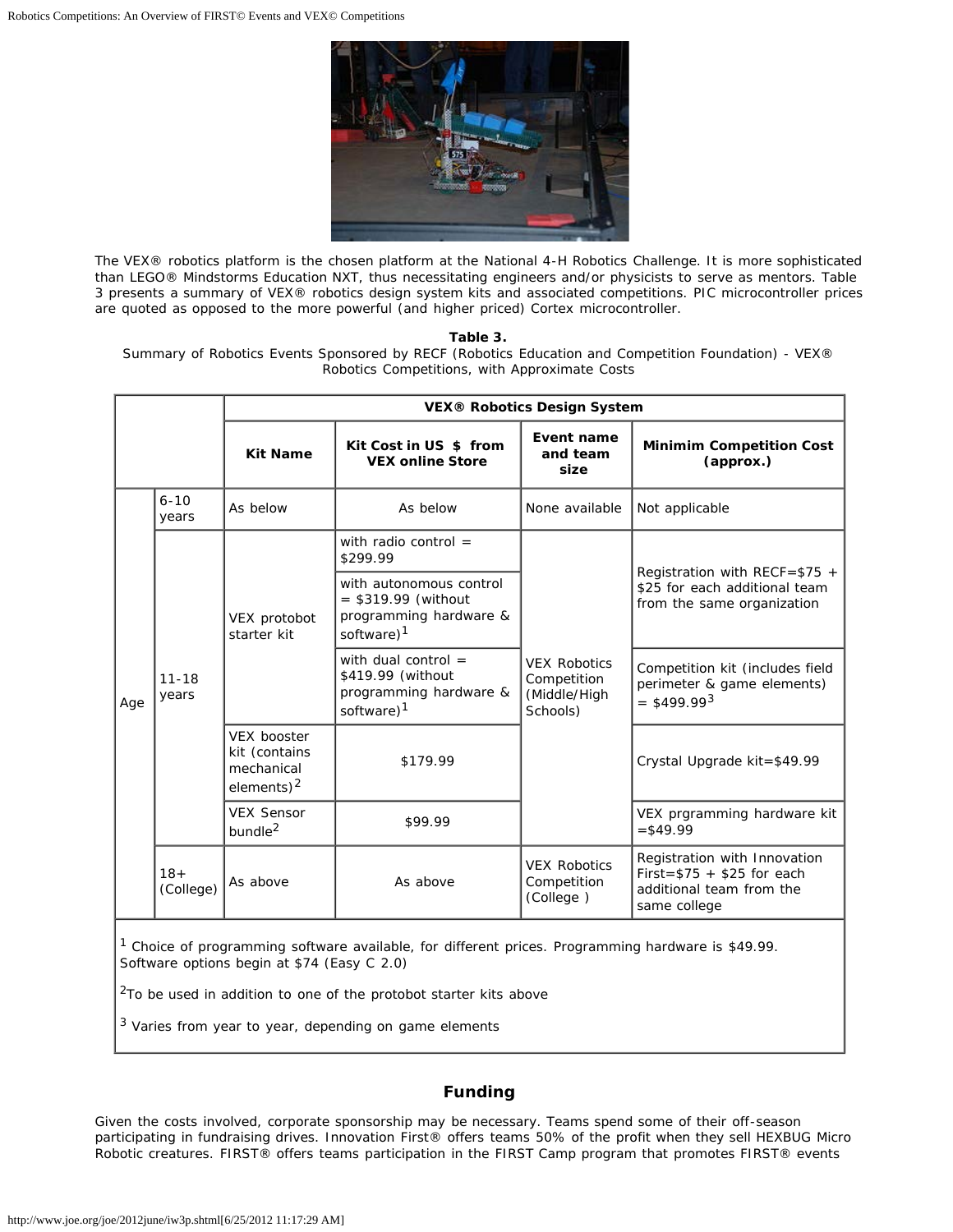The VEX® robotics platform is the chosen platform at the National 4-H Robotics Challenge. It is more sophisticated than LEGO® Mindstorms Education NXT, thus necessitating engineers and/or physicists to serve as mentors. Table 3 presents a summary of VEX® robotics design system kits and associated competitions. PIC microcontroller prices are quoted as opposed to the more powerful (and higher priced) Cortex microcontroller.

**Table 3.**
Summary of Robotics Events Sponsored by RECF (Robotics Education and Competition Foundation) - VEX® Robotics Competitions, with Approximate Costs

| | | VEX® Robotics Design System | | | |
|---|---|---|---|---|---|
| | | **Kit Name** | **Kit Cost in US $ from VEX online Store** | **Event name and team size** | **Minimim Competition Cost (approx.)** |
| Age | 6-10 years | As below | As below | None available | Not applicable |
| | 11-18 years | VEX protobot starter kit | with radio control = $299.99 | VEX Robotics Competition (Middle/High Schools) | Registration with RECF=$75 + $25 for each additional team from the same organization |
| | | | with autonomous control = $319.99 (without programming hardware & software)[1] | | |
| | | | with dual control = $419.99 (without programming hardware & software)[1] | | Competition kit (includes field perimeter & game elements) = $499.99[3] |
| | | VEX booster kit (contains mechanical elements)[2] | $179.99 | | Crystal Upgrade kit=$49.99 |
| | | VEX Sensor bundle[2] | $99.99 | | VEX prgramming hardware kit =$49.99 |
| | 18+ (College) | As above | As above | VEX Robotics Competition (College ) | Registration with Innovation First=$75 + $25 for each additional team from the same college |

[1] Choice of programming software available, for different prices. Programming hardware is $49.99. Software options begin at $74 (Easy C 2.0)

[2]To be used in addition to one of the protobot starter kits above

[3] Varies from year to year, depending on game elements

## Funding

Given the costs involved, corporate sponsorship may be necessary. Teams spend some of their off-season participating in fundraising drives. Innovation First® offers teams 50% of the profit when they sell HEXBUG Micro Robotic creatures. FIRST® offers teams participation in the FIRST Camp program that promotes FIRST® events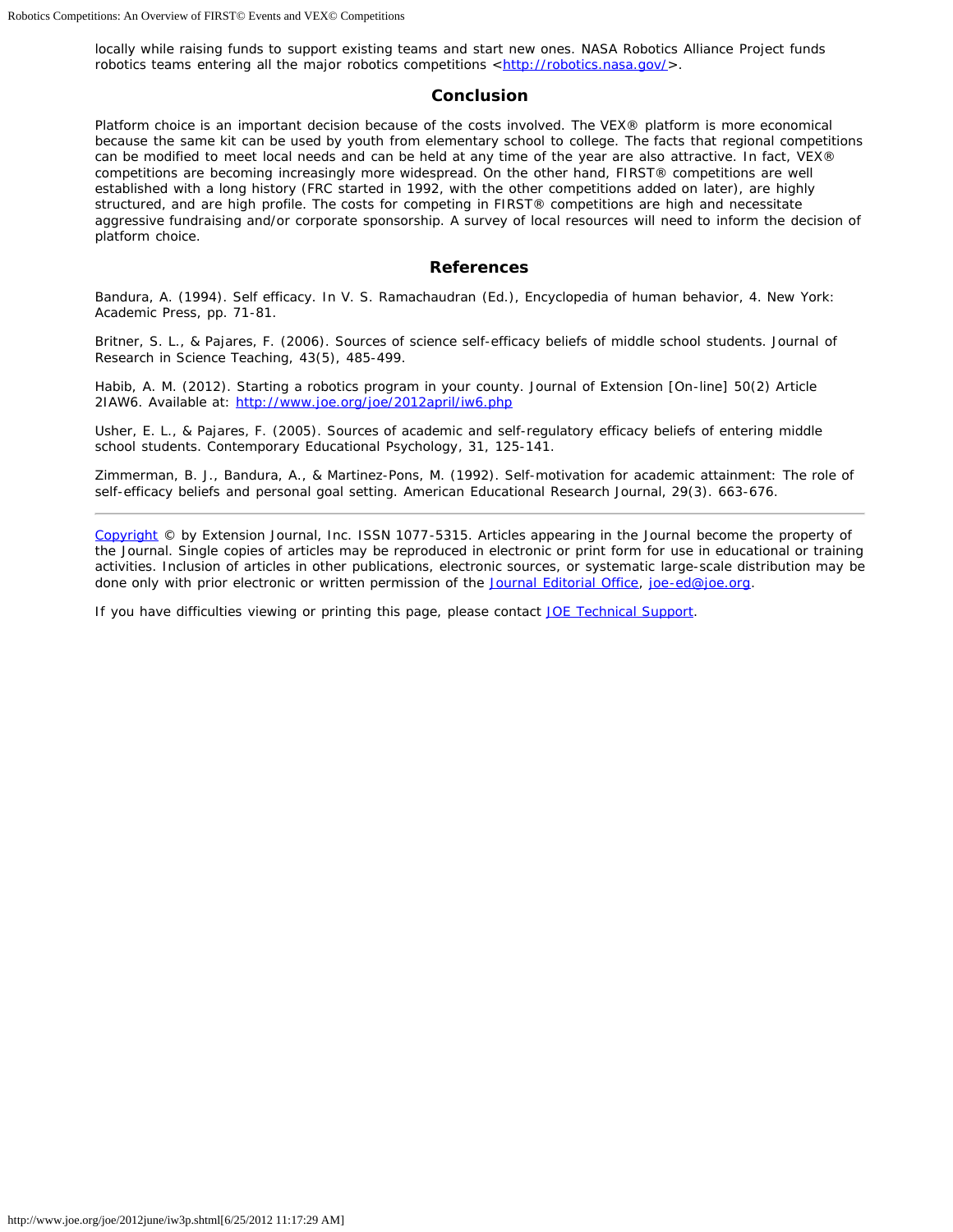locally while raising funds to support existing teams and start new ones. NASA Robotics Alliance Project funds robotics teams entering all the major robotics competitions <http://robotics.nasa.gov/>.

## Conclusion

Platform choice is an important decision because of the costs involved. The VEX® platform is more economical because the same kit can be used by youth from elementary school to college. The facts that regional competitions can be modified to meet local needs and can be held at any time of the year are also attractive. In fact, VEX® competitions are becoming increasingly more widespread. On the other hand, FIRST® competitions are well established with a long history (FRC started in 1992, with the other competitions added on later), are highly structured, and are high profile. The costs for competing in FIRST® competitions are high and necessitate aggressive fundraising and/or corporate sponsorship. A survey of local resources will need to inform the decision of platform choice.

## References

Bandura, A. (1994). Self efficacy. In V. S. Ramachaudran (Ed.), Encyclopedia of human behavior, 4. New York: Academic Press, pp. 71-81.

Britner, S. L., & Pajares, F. (2006). Sources of science self-efficacy beliefs of middle school students. Journal of Research in Science Teaching, 43(5), 485-499.

Habib, A. M. (2012). Starting a robotics program in your county. Journal of Extension [On-line] 50(2) Article 2IAW6. Available at: http://www.joe.org/joe/2012april/iw6.php

Usher, E. L., & Pajares, F. (2005). Sources of academic and self-regulatory efficacy beliefs of entering middle school students. Contemporary Educational Psychology, 31, 125-141.

Zimmerman, B. J., Bandura, A., & Martinez-Pons, M. (1992). Self-motivation for academic attainment: The role of self-efficacy beliefs and personal goal setting. American Educational Research Journal, 29(3). 663-676.

---

Copyright © by Extension Journal, Inc. ISSN 1077-5315. Articles appearing in the Journal become the property of the Journal. Single copies of articles may be reproduced in electronic or print form for use in educational or training activities. Inclusion of articles in other publications, electronic sources, or systematic large-scale distribution may be done only with prior electronic or written permission of the Journal Editorial Office, joe-ed@joe.org.

If you have difficulties viewing or printing this page, please contact JOE Technical Support.